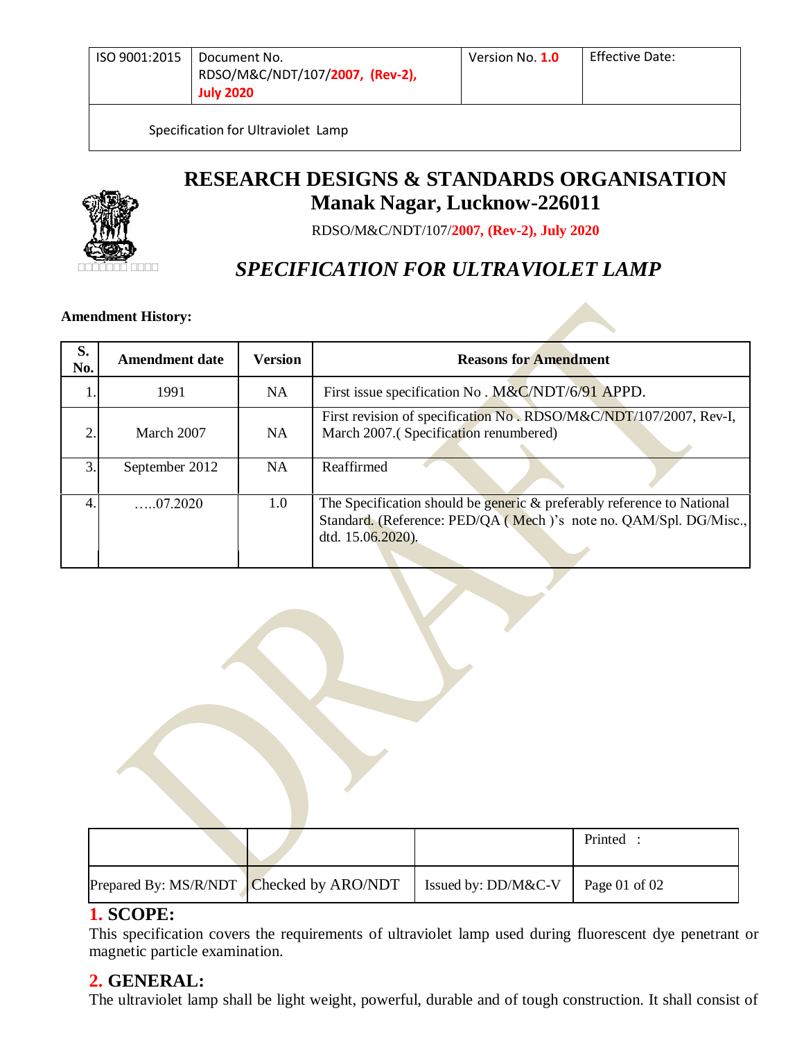| ISO 9001:2015 | Document No. RDSO/M&C/NDT/107/2007, (Rev-2), July 2020 | Version No. 1.0 | Effective Date: |
|---|---|---|---|
| Specification for Ultraviolet Lamp | | | |

# RESEARCH DESIGNS & STANDARDS ORGANISATION
## Manak Nagar, Lucknow-226011

RDSO/M&C/NDT/107/2007, (Rev-2), July 2020

## *SPECIFICATION FOR ULTRAVIOLET LAMP*

**Amendment History:**

| S. No. | Amendment date | Version | Reasons for Amendment |
|---|---|---|---|
| 1. | 1991 | NA | First issue specification No . M&C/NDT/6/91 APPD. |
| 2. | March 2007 | NA | First revision of specification No . RDSO/M&C/NDT/107/2007, Rev-I, March 2007.( Specification renumbered) |
| 3. | September 2012 | NA | Reaffirmed |
| 4. | …..07.2020 | 1.0 | The Specification should be generic & preferably reference to National Standard. (Reference: PED/QA ( Mech )'s note no. QAM/Spl. DG/Misc., dtd. 15.06.2020). |

| | | | Printed : |
|---|---|---|---|
| Prepared By: MS/R/NDT | Checked by ARO/NDT | Issued by: DD/M&C-V | |

## 1. SCOPE:

This specification covers the requirements of ultraviolet lamp used during fluorescent dye penetrant or magnetic particle examination.

## 2. GENERAL:

The ultraviolet lamp shall be light weight, powerful, durable and of tough construction. It shall consist of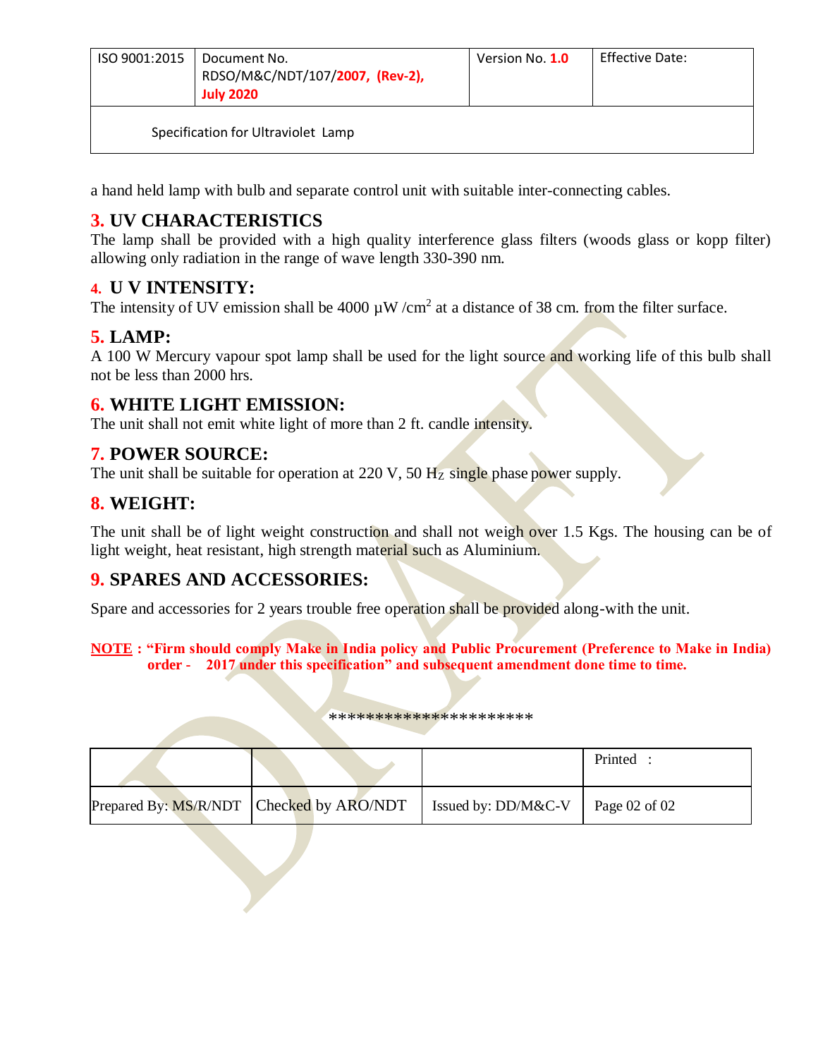a hand held lamp with bulb and separate control unit with suitable inter-connecting cables.

## 3. UV CHARACTERISTICS

The lamp shall be provided with a high quality interference glass filters (woods glass or kopp filter) allowing only radiation in the range of wave length 330-390 nm.

## 4. U V INTENSITY:

The intensity of UV emission shall be 4000 µW /cm$^2$ at a distance of 38 cm. from the filter surface.

## 5. LAMP:

A 100 W Mercury vapour spot lamp shall be used for the light source and working life of this bulb shall not be less than 2000 hrs.

## 6. WHITE LIGHT EMISSION:

The unit shall not emit white light of more than 2 ft. candle intensity.

## 7. POWER SOURCE:

The unit shall be suitable for operation at 220 V, 50 $H_Z$ single phase power supply.

## 8. WEIGHT:

The unit shall be of light weight construction and shall not weigh over 1.5 Kgs. The housing can be of light weight, heat resistant, high strength material such as Aluminium.

## 9. SPARES AND ACCESSORIES:

Spare and accessories for 2 years trouble free operation shall be provided along-with the unit.

**NOTE : "Firm should comply Make in India policy and Public Procurement (Preference to Make in India) order - 2017 under this specification" and subsequent amendment done time to time.**

**********************

| | | | |
|---|---|---|---|
| | | | Printed : |
| Prepared By: MS/R/NDT | Checked by ARO/NDT | Issued by: DD/M&C-V | Page 02 of 02 |